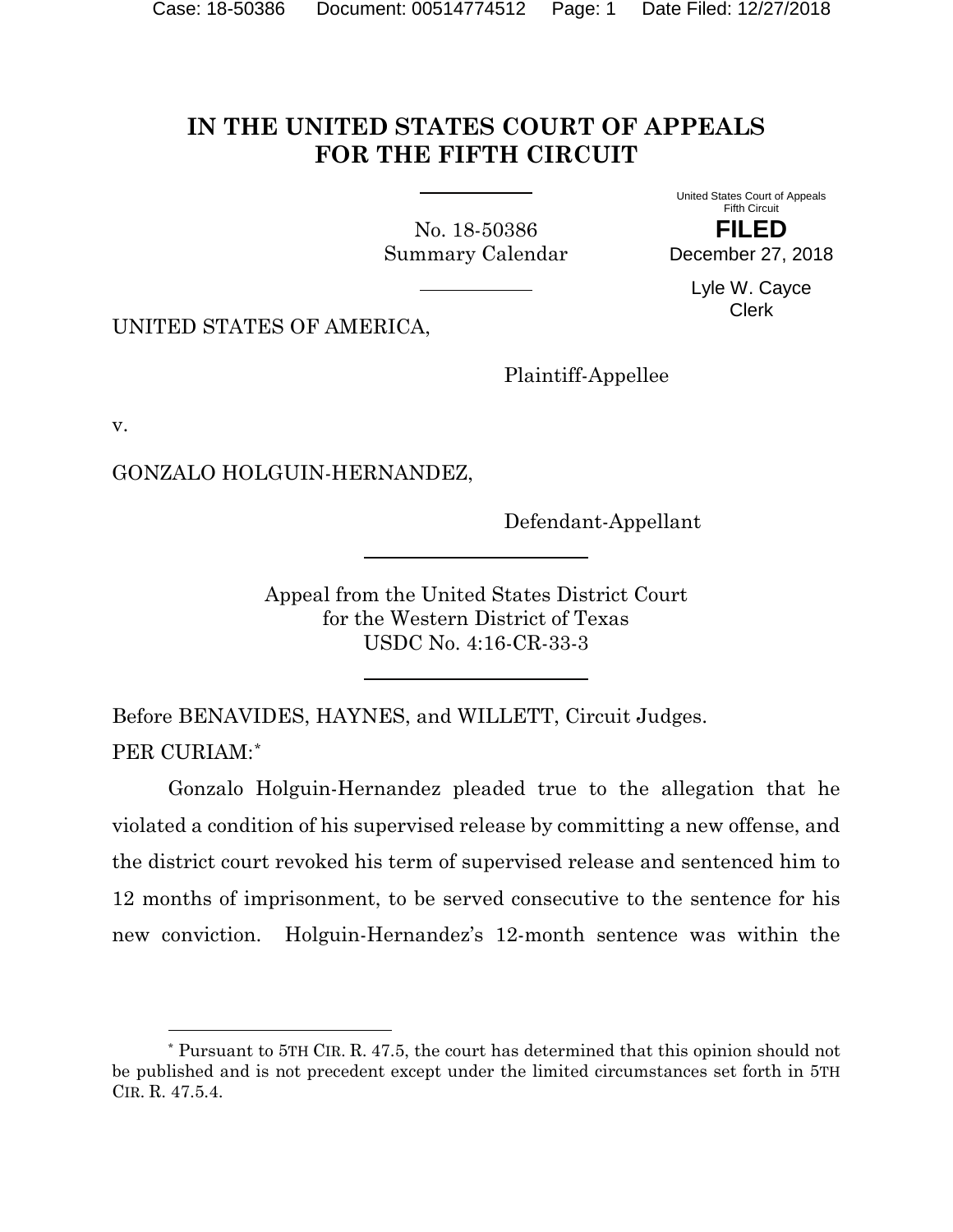# IN THE UNITED STATES COURT OF APPEALS FOR THE FIFTH CIRCUIT

No. 18-50386
Summary Calendar

United States Court of Appeals
Fifth Circuit

**FILED**
December 27, 2018

Lyle W. Cayce
Clerk

UNITED STATES OF AMERICA,

Plaintiff-Appellee

v.

GONZALO HOLGUIN-HERNANDEZ,

Defendant-Appellant

Appeal from the United States District Court
for the Western District of Texas
USDC No. 4:16-CR-33-3

Before BENAVIDES, HAYNES, and WILLETT, Circuit Judges.

PER CURIAM:[*]

Gonzalo Holguin-Hernandez pleaded true to the allegation that he violated a condition of his supervised release by committing a new offense, and the district court revoked his term of supervised release and sentenced him to 12 months of imprisonment, to be served consecutive to the sentence for his new conviction. Holguin-Hernandez's 12-month sentence was within the

---

[*] Pursuant to 5TH CIR. R. 47.5, the court has determined that this opinion should not be published and is not precedent except under the limited circumstances set forth in 5TH CIR. R. 47.5.4.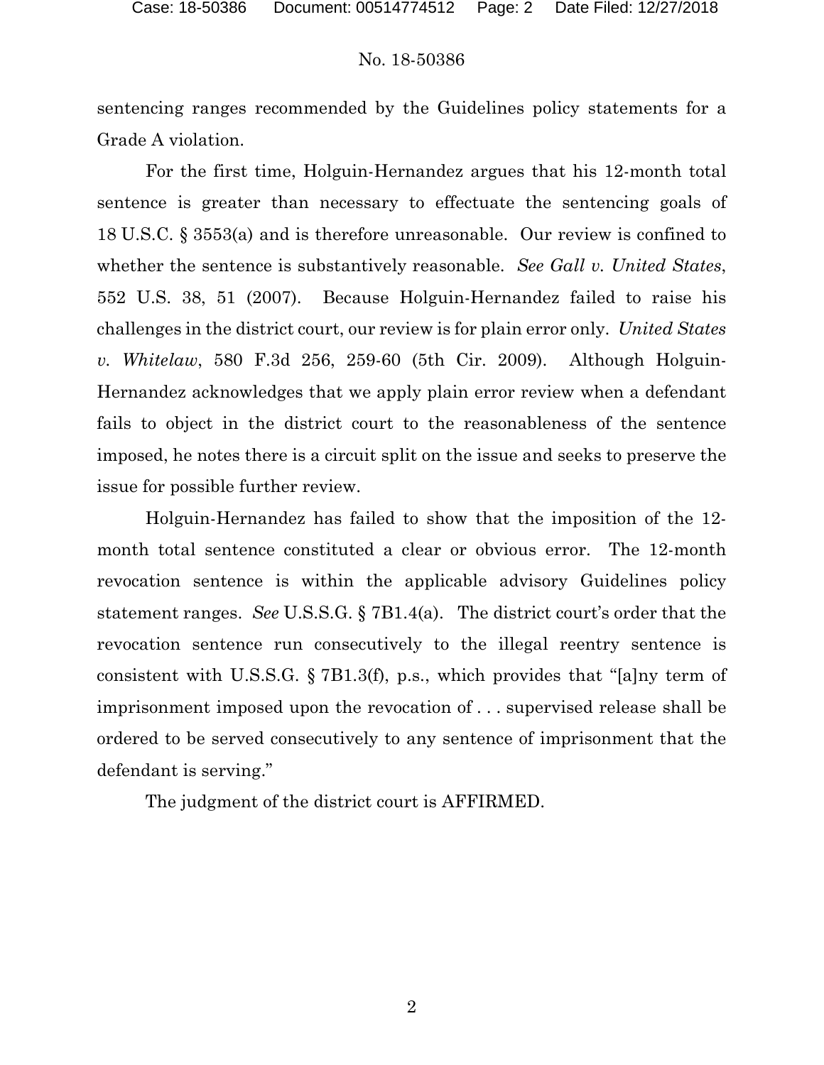sentencing ranges recommended by the Guidelines policy statements for a Grade A violation.

For the first time, Holguin-Hernandez argues that his 12-month total sentence is greater than necessary to effectuate the sentencing goals of 18 U.S.C. § 3553(a) and is therefore unreasonable. Our review is confined to whether the sentence is substantively reasonable. *See Gall v. United States*, 552 U.S. 38, 51 (2007). Because Holguin-Hernandez failed to raise his challenges in the district court, our review is for plain error only. *United States v. Whitelaw*, 580 F.3d 256, 259-60 (5th Cir. 2009). Although Holguin-Hernandez acknowledges that we apply plain error review when a defendant fails to object in the district court to the reasonableness of the sentence imposed, he notes there is a circuit split on the issue and seeks to preserve the issue for possible further review.

Holguin-Hernandez has failed to show that the imposition of the 12-month total sentence constituted a clear or obvious error. The 12-month revocation sentence is within the applicable advisory Guidelines policy statement ranges. *See* U.S.S.G. § 7B1.4(a). The district court's order that the revocation sentence run consecutively to the illegal reentry sentence is consistent with U.S.S.G. § 7B1.3(f), p.s., which provides that "[a]ny term of imprisonment imposed upon the revocation of . . . supervised release shall be ordered to be served consecutively to any sentence of imprisonment that the defendant is serving."

The judgment of the district court is AFFIRMED.